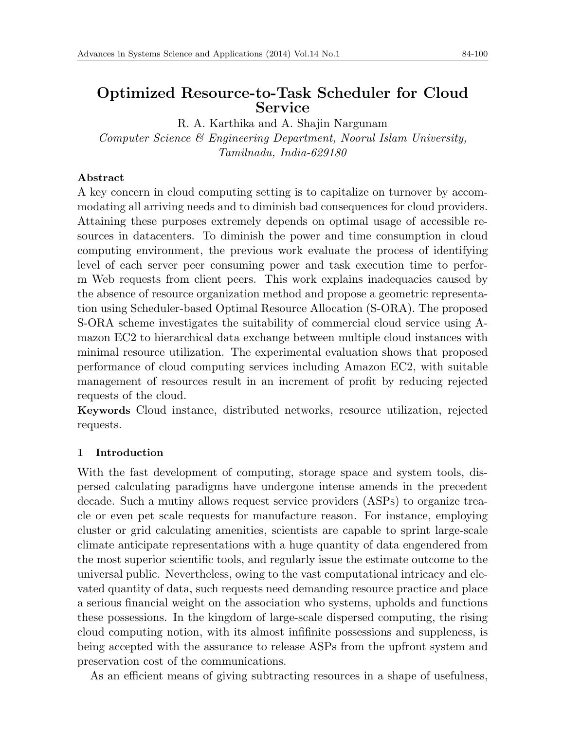# Optimized Resource-to-Task Scheduler for Cloud Service

R. A. Karthika and A. Shajin Nargunam

*Computer Science & Engineering Department, Noorul Islam University, Tamilnadu, India-629180*

**Abstract**

A key concern in cloud computing setting is to capitalize on turnover by accommodating all arriving needs and to diminish bad consequences for cloud providers. Attaining these purposes extremely depends on optimal usage of accessible resources in datacenters. To diminish the power and time consumption in cloud computing environment, the previous work evaluate the process of identifying level of each server peer consuming power and task execution time to perform Web requests from client peers. This work explains inadequacies caused by the absence of resource organization method and propose a geometric representation using Scheduler-based Optimal Resource Allocation (S-ORA). The proposed S-ORA scheme investigates the suitability of commercial cloud service using Amazon EC2 to hierarchical data exchange between multiple cloud instances with minimal resource utilization. The experimental evaluation shows that proposed performance of cloud computing services including Amazon EC2, with suitable management of resources result in an increment of profit by reducing rejected requests of the cloud.

**Keywords** Cloud instance, distributed networks, resource utilization, rejected requests.

## 1 Introduction

With the fast development of computing, storage space and system tools, dispersed calculating paradigms have undergone intense amends in the precedent decade. Such a mutiny allows request service providers (ASPs) to organize treacle or even pet scale requests for manufacture reason. For instance, employing cluster or grid calculating amenities, scientists are capable to sprint large-scale climate anticipate representations with a huge quantity of data engendered from the most superior scientific tools, and regularly issue the estimate outcome to the universal public. Nevertheless, owing to the vast computational intricacy and elevated quantity of data, such requests need demanding resource practice and place a serious financial weight on the association who systems, upholds and functions these possessions. In the kingdom of large-scale dispersed computing, the rising cloud computing notion, with its almost infifinite possessions and suppleness, is being accepted with the assurance to release ASPs from the upfront system and preservation cost of the communications.

As an efficient means of giving subtracting resources in a shape of usefulness,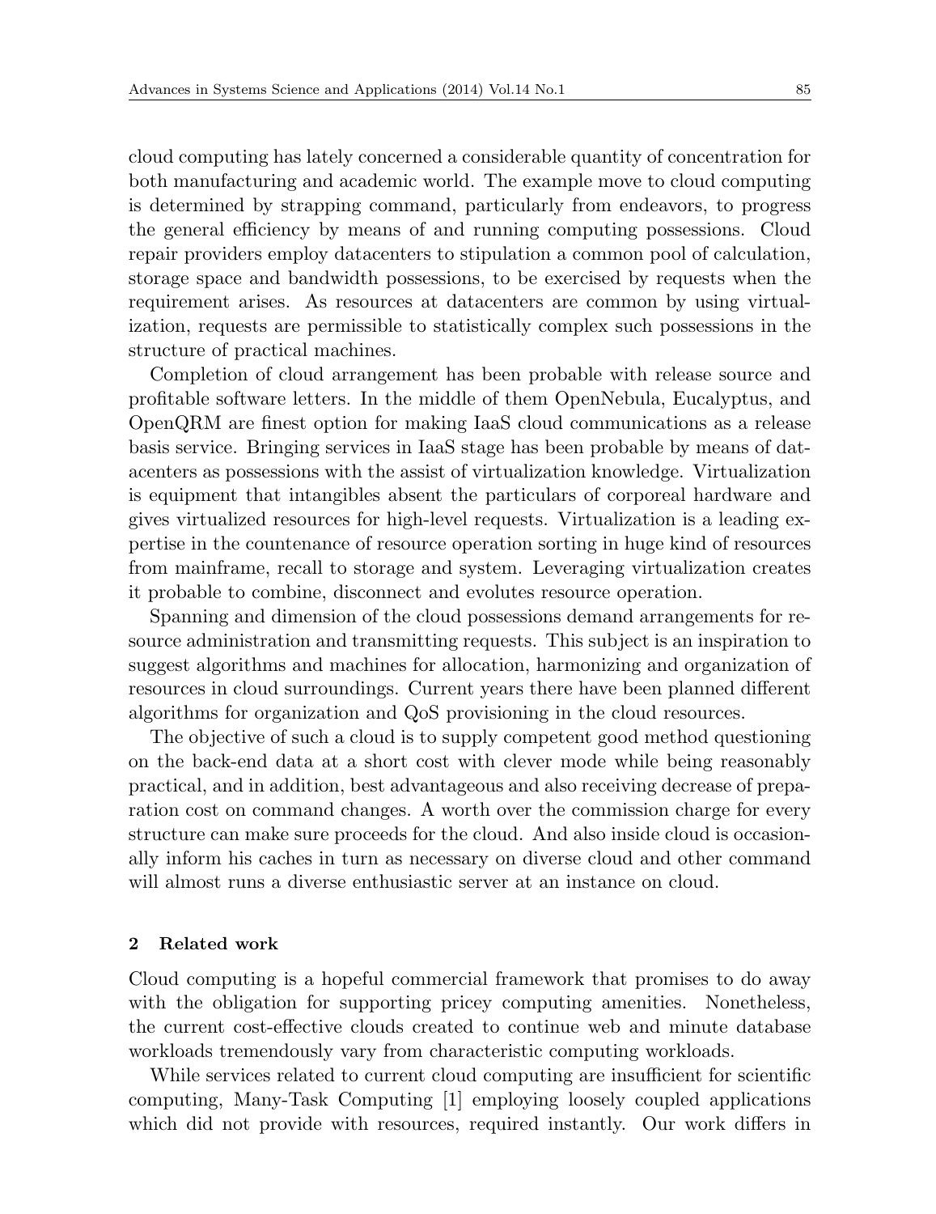cloud computing has lately concerned a considerable quantity of concentration for both manufacturing and academic world. The example move to cloud computing is determined by strapping command, particularly from endeavors, to progress the general efficiency by means of and running computing possessions. Cloud repair providers employ datacenters to stipulation a common pool of calculation, storage space and bandwidth possessions, to be exercised by requests when the requirement arises. As resources at datacenters are common by using virtualization, requests are permissible to statistically complex such possessions in the structure of practical machines.

Completion of cloud arrangement has been probable with release source and profitable software letters. In the middle of them OpenNebula, Eucalyptus, and OpenQRM are finest option for making IaaS cloud communications as a release basis service. Bringing services in IaaS stage has been probable by means of datacenters as possessions with the assist of virtualization knowledge. Virtualization is equipment that intangibles absent the particulars of corporeal hardware and gives virtualized resources for high-level requests. Virtualization is a leading expertise in the countenance of resource operation sorting in huge kind of resources from mainframe, recall to storage and system. Leveraging virtualization creates it probable to combine, disconnect and evolutes resource operation.

Spanning and dimension of the cloud possessions demand arrangements for resource administration and transmitting requests. This subject is an inspiration to suggest algorithms and machines for allocation, harmonizing and organization of resources in cloud surroundings. Current years there have been planned different algorithms for organization and QoS provisioning in the cloud resources.

The objective of such a cloud is to supply competent good method questioning on the back-end data at a short cost with clever mode while being reasonably practical, and in addition, best advantageous and also receiving decrease of preparation cost on command changes. A worth over the commission charge for every structure can make sure proceeds for the cloud. And also inside cloud is occasionally inform his caches in turn as necessary on diverse cloud and other command will almost runs a diverse enthusiastic server at an instance on cloud.

## 2 Related work

Cloud computing is a hopeful commercial framework that promises to do away with the obligation for supporting pricey computing amenities. Nonetheless, the current cost-effective clouds created to continue web and minute database workloads tremendously vary from characteristic computing workloads.

While services related to current cloud computing are insufficient for scientific computing, Many-Task Computing [1] employing loosely coupled applications which did not provide with resources, required instantly. Our work differs in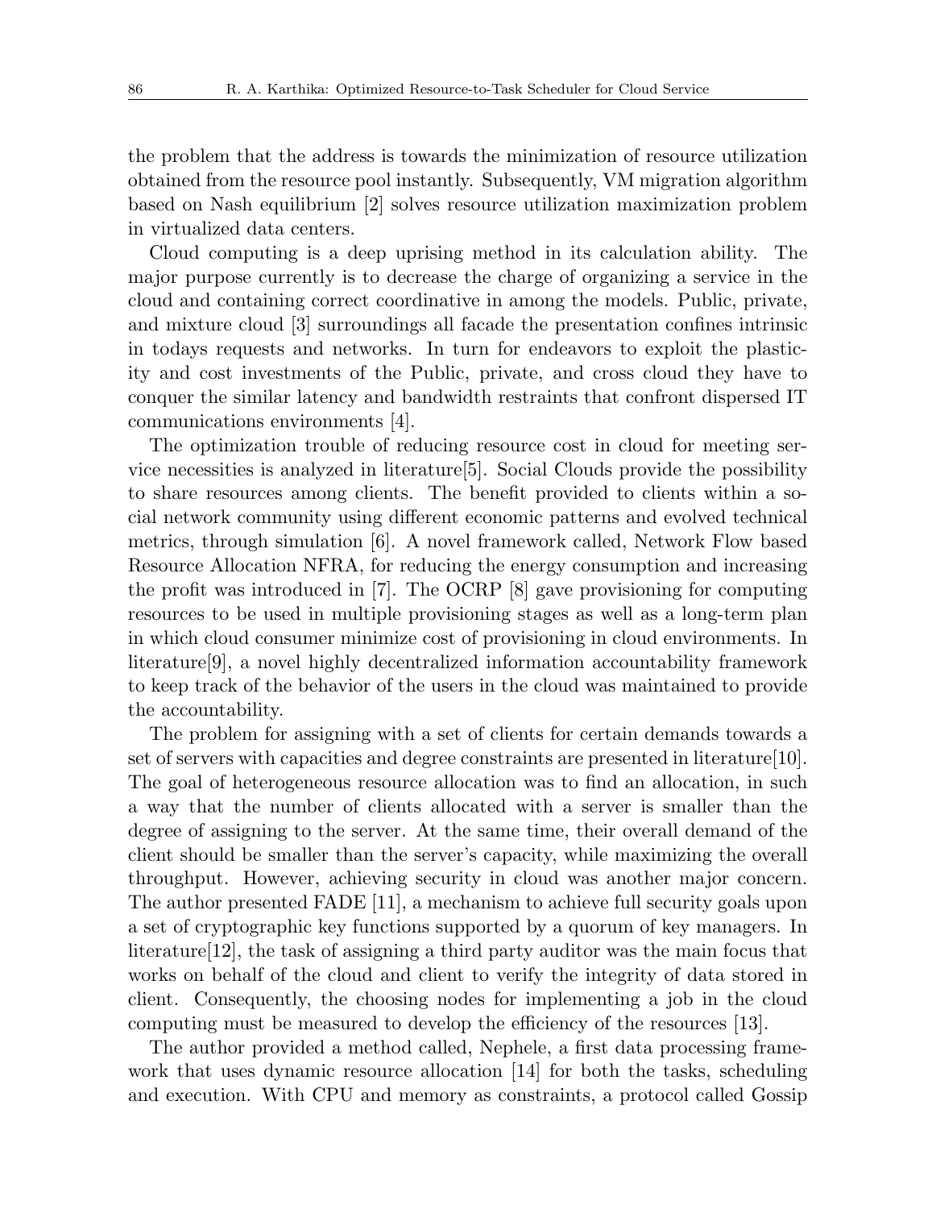the problem that the address is towards the minimization of resource utilization obtained from the resource pool instantly. Subsequently, VM migration algorithm based on Nash equilibrium [2] solves resource utilization maximization problem in virtualized data centers.

Cloud computing is a deep uprising method in its calculation ability. The major purpose currently is to decrease the charge of organizing a service in the cloud and containing correct coordinative in among the models. Public, private, and mixture cloud [3] surroundings all facade the presentation confines intrinsic in todays requests and networks. In turn for endeavors to exploit the plasticity and cost investments of the Public, private, and cross cloud they have to conquer the similar latency and bandwidth restraints that confront dispersed IT communications environments [4].

The optimization trouble of reducing resource cost in cloud for meeting service necessities is analyzed in literature[5]. Social Clouds provide the possibility to share resources among clients. The benefit provided to clients within a social network community using different economic patterns and evolved technical metrics, through simulation [6]. A novel framework called, Network Flow based Resource Allocation NFRA, for reducing the energy consumption and increasing the profit was introduced in [7]. The OCRP [8] gave provisioning for computing resources to be used in multiple provisioning stages as well as a long-term plan in which cloud consumer minimize cost of provisioning in cloud environments. In literature[9], a novel highly decentralized information accountability framework to keep track of the behavior of the users in the cloud was maintained to provide the accountability.

The problem for assigning with a set of clients for certain demands towards a set of servers with capacities and degree constraints are presented in literature[10]. The goal of heterogeneous resource allocation was to find an allocation, in such a way that the number of clients allocated with a server is smaller than the degree of assigning to the server. At the same time, their overall demand of the client should be smaller than the server's capacity, while maximizing the overall throughput. However, achieving security in cloud was another major concern. The author presented FADE [11], a mechanism to achieve full security goals upon a set of cryptographic key functions supported by a quorum of key managers. In literature[12], the task of assigning a third party auditor was the main focus that works on behalf of the cloud and client to verify the integrity of data stored in client. Consequently, the choosing nodes for implementing a job in the cloud computing must be measured to develop the efficiency of the resources [13].

The author provided a method called, Nephele, a first data processing framework that uses dynamic resource allocation [14] for both the tasks, scheduling and execution. With CPU and memory as constraints, a protocol called Gossip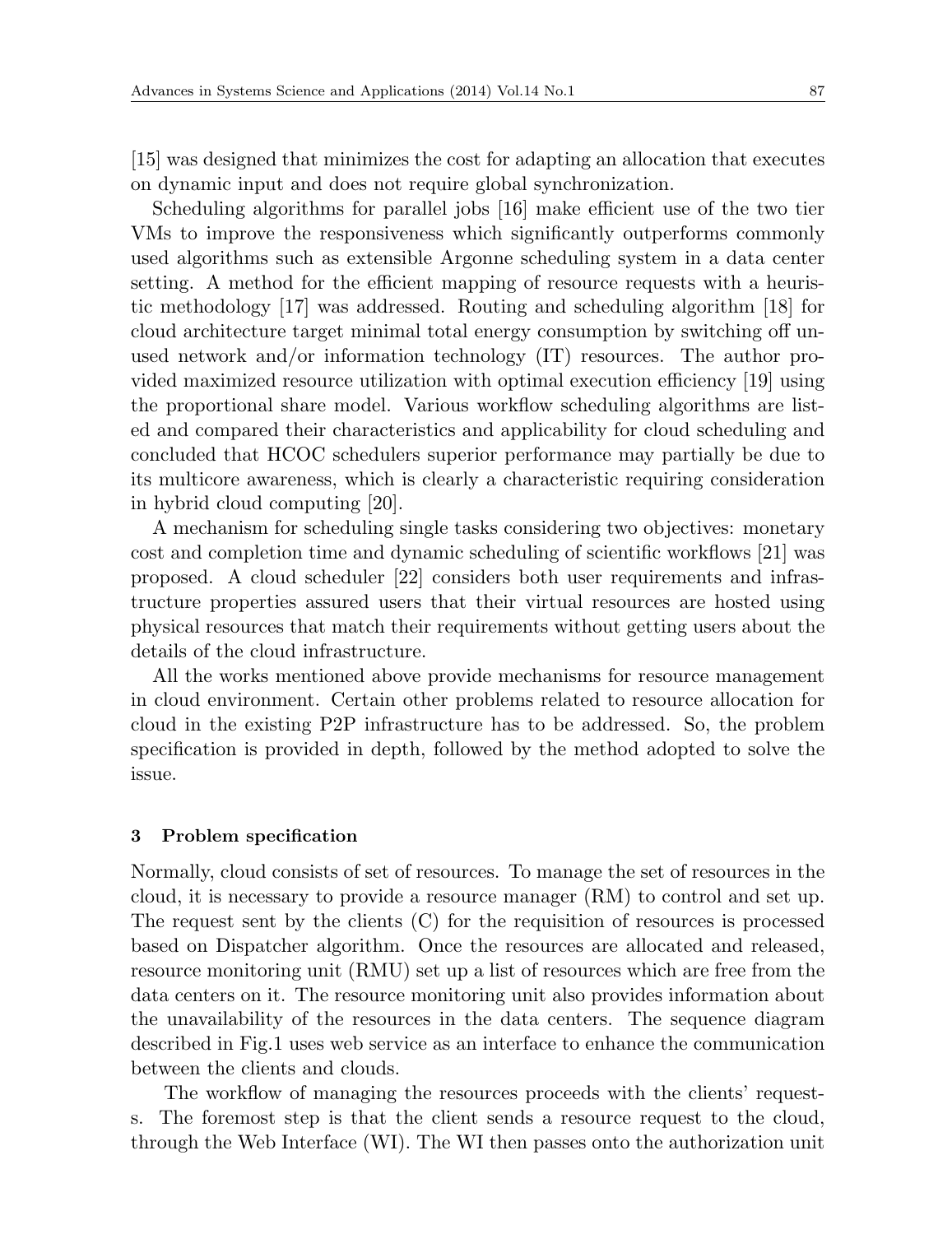[15] was designed that minimizes the cost for adapting an allocation that executes on dynamic input and does not require global synchronization.

Scheduling algorithms for parallel jobs [16] make efficient use of the two tier VMs to improve the responsiveness which significantly outperforms commonly used algorithms such as extensible Argonne scheduling system in a data center setting. A method for the efficient mapping of resource requests with a heuristic methodology [17] was addressed. Routing and scheduling algorithm [18] for cloud architecture target minimal total energy consumption by switching off unused network and/or information technology (IT) resources. The author provided maximized resource utilization with optimal execution efficiency [19] using the proportional share model. Various workflow scheduling algorithms are listed and compared their characteristics and applicability for cloud scheduling and concluded that HCOC schedulers superior performance may partially be due to its multicore awareness, which is clearly a characteristic requiring consideration in hybrid cloud computing [20].

A mechanism for scheduling single tasks considering two objectives: monetary cost and completion time and dynamic scheduling of scientific workflows [21] was proposed. A cloud scheduler [22] considers both user requirements and infrastructure properties assured users that their virtual resources are hosted using physical resources that match their requirements without getting users about the details of the cloud infrastructure.

All the works mentioned above provide mechanisms for resource management in cloud environment. Certain other problems related to resource allocation for cloud in the existing P2P infrastructure has to be addressed. So, the problem specification is provided in depth, followed by the method adopted to solve the issue.

## 3 Problem specification

Normally, cloud consists of set of resources. To manage the set of resources in the cloud, it is necessary to provide a resource manager (RM) to control and set up. The request sent by the clients (C) for the requisition of resources is processed based on Dispatcher algorithm. Once the resources are allocated and released, resource monitoring unit (RMU) set up a list of resources which are free from the data centers on it. The resource monitoring unit also provides information about the unavailability of the resources in the data centers. The sequence diagram described in Fig.1 uses web service as an interface to enhance the communication between the clients and clouds.

The workflow of managing the resources proceeds with the clients' requests. The foremost step is that the client sends a resource request to the cloud, through the Web Interface (WI). The WI then passes onto the authorization unit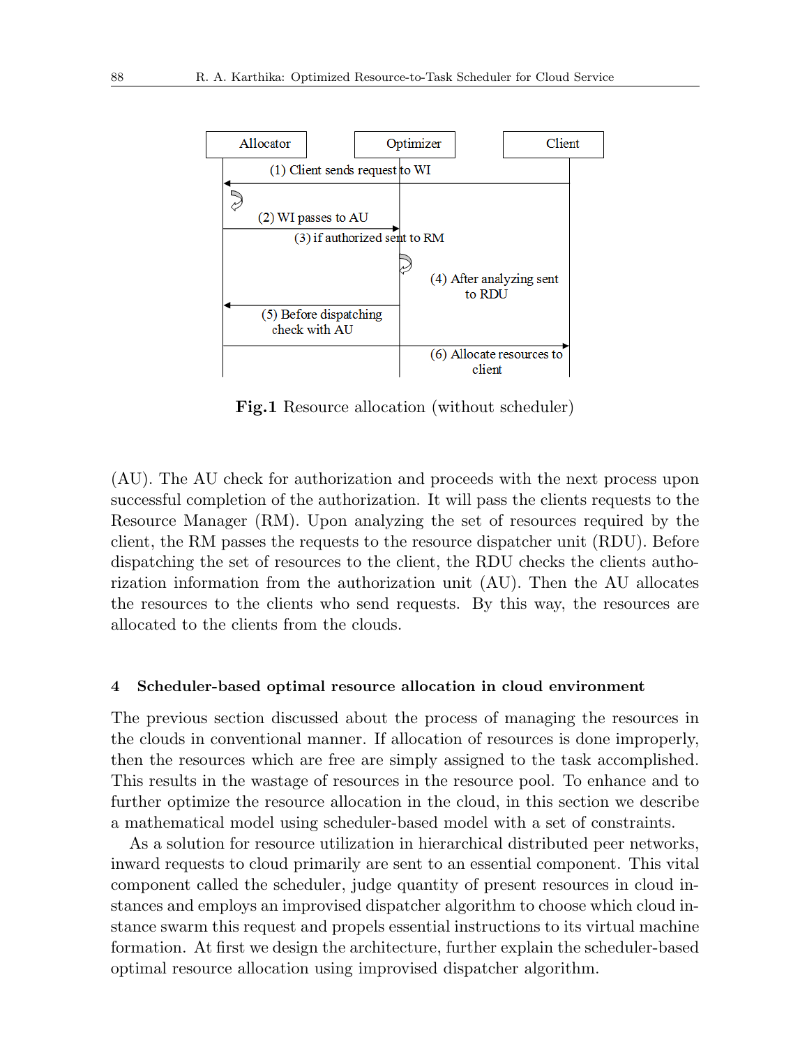**Fig.1** Resource allocation (without scheduler)

(AU). The AU check for authorization and proceeds with the next process upon successful completion of the authorization. It will pass the clients requests to the Resource Manager (RM). Upon analyzing the set of resources required by the client, the RM passes the requests to the resource dispatcher unit (RDU). Before dispatching the set of resources to the client, the RDU checks the clients authorization information from the authorization unit (AU). Then the AU allocates the resources to the clients who send requests. By this way, the resources are allocated to the clients from the clouds.

## 4 Scheduler-based optimal resource allocation in cloud environment

The previous section discussed about the process of managing the resources in the clouds in conventional manner. If allocation of resources is done improperly, then the resources which are free are simply assigned to the task accomplished. This results in the wastage of resources in the resource pool. To enhance and to further optimize the resource allocation in the cloud, in this section we describe a mathematical model using scheduler-based model with a set of constraints.

As a solution for resource utilization in hierarchical distributed peer networks, inward requests to cloud primarily are sent to an essential component. This vital component called the scheduler, judge quantity of present resources in cloud instances and employs an improvised dispatcher algorithm to choose which cloud instance swarm this request and propels essential instructions to its virtual machine formation. At first we design the architecture, further explain the scheduler-based optimal resource allocation using improvised dispatcher algorithm.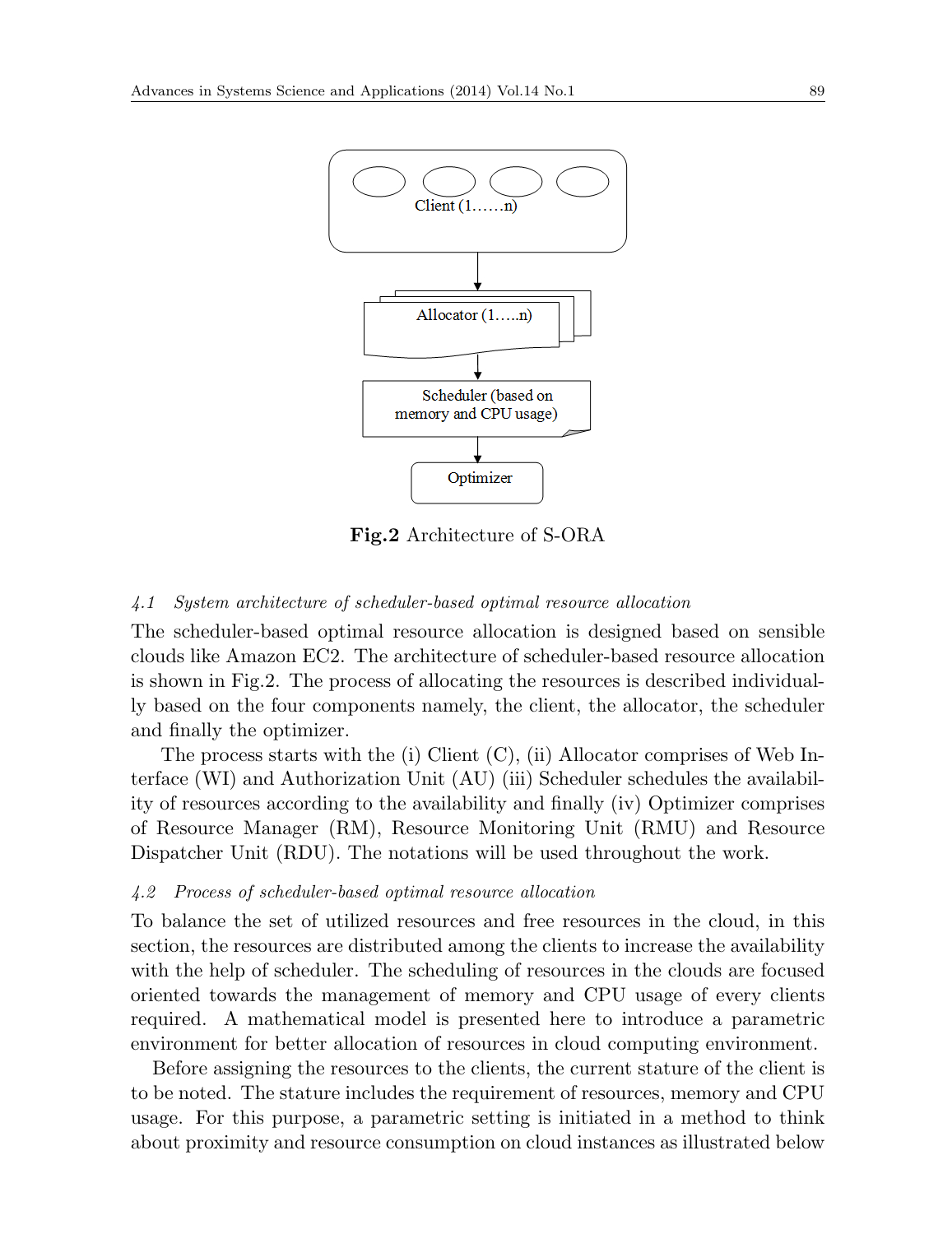Client (1……n)

Allocator (1…..n)

Scheduler (based on memory and CPU usage)

Optimizer

**Fig.2** Architecture of S-ORA

### *4.1 System architecture of scheduler-based optimal resource allocation*

The scheduler-based optimal resource allocation is designed based on sensible clouds like Amazon EC2. The architecture of scheduler-based resource allocation is shown in Fig.2. The process of allocating the resources is described individually based on the four components namely, the client, the allocator, the scheduler and finally the optimizer.

The process starts with the (i) Client (C), (ii) Allocator comprises of Web Interface (WI) and Authorization Unit (AU) (iii) Scheduler schedules the availability of resources according to the availability and finally (iv) Optimizer comprises of Resource Manager (RM), Resource Monitoring Unit (RMU) and Resource Dispatcher Unit (RDU). The notations will be used throughout the work.

### *4.2 Process of scheduler-based optimal resource allocation*

To balance the set of utilized resources and free resources in the cloud, in this section, the resources are distributed among the clients to increase the availability with the help of scheduler. The scheduling of resources in the clouds are focused oriented towards the management of memory and CPU usage of every clients required. A mathematical model is presented here to introduce a parametric environment for better allocation of resources in cloud computing environment.

Before assigning the resources to the clients, the current stature of the client is to be noted. The stature includes the requirement of resources, memory and CPU usage. For this purpose, a parametric setting is initiated in a method to think about proximity and resource consumption on cloud instances as illustrated below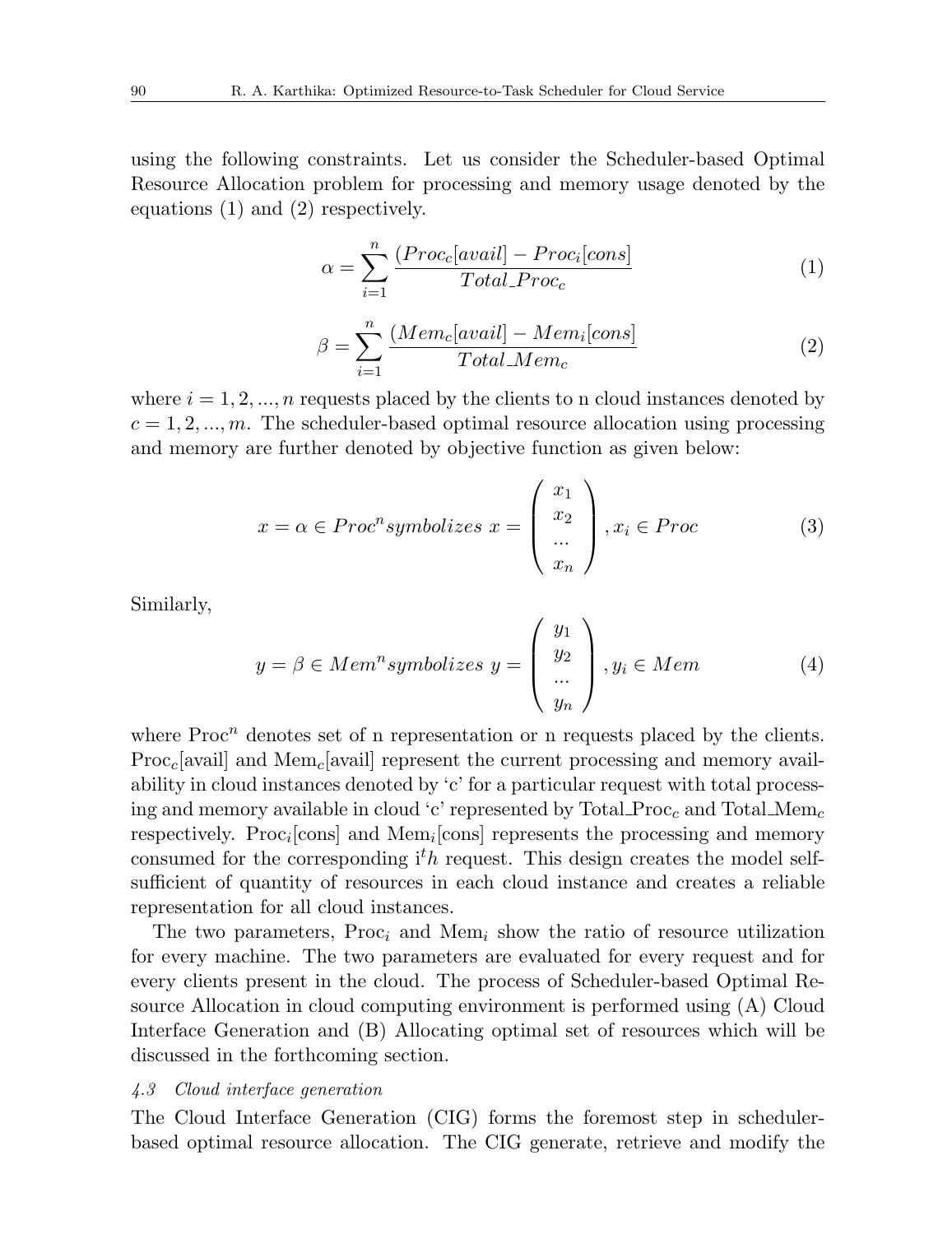using the following constraints. Let us consider the Scheduler-based Optimal Resource Allocation problem for processing and memory usage denoted by the equations (1) and (2) respectively.

$$\alpha = \sum_{i=1}^{n} \frac{(Proc_c[avail] - Proc_i[cons]}{Total\_Proc_c} \tag{1}$$

$$\beta = \sum_{i=1}^{n} \frac{(Mem_c[avail] - Mem_i[cons]}{Total\_Mem_c} \tag{2}$$

where $i = 1, 2, ..., n$ requests placed by the clients to n cloud instances denoted by $c = 1, 2, ..., m$. The scheduler-based optimal resource allocation using processing and memory are further denoted by objective function as given below:

$$x = \alpha \in Proc^n symbolizes\ x = \begin{pmatrix} x_1 \\ x_2 \\ ... \\ x_n \end{pmatrix}, x_i \in Proc \tag{3}$$

Similarly,

$$y = \beta \in Mem^n symbolizes\ y = \begin{pmatrix} y_1 \\ y_2 \\ ... \\ y_n \end{pmatrix}, y_i \in Mem \tag{4}$$

where $\text{Proc}^n$ denotes set of n representation or n requests placed by the clients. $\text{Proc}_c$[avail] and $\text{Mem}_c$[avail] represent the current processing and memory availability in cloud instances denoted by 'c' for a particular request with total processing and memory available in cloud 'c' represented by $\text{Total\_Proc}_c$ and $\text{Total\_Mem}_c$ respectively. $\text{Proc}_i$[cons] and $\text{Mem}_i$[cons] represents the processing and memory consumed for the corresponding $\text{i}^t h$ request. This design creates the model self-sufficient of quantity of resources in each cloud instance and creates a reliable representation for all cloud instances.

The two parameters, $\text{Proc}_i$ and $\text{Mem}_i$ show the ratio of resource utilization for every machine. The two parameters are evaluated for every request and for every clients present in the cloud. The process of Scheduler-based Optimal Resource Allocation in cloud computing environment is performed using (A) Cloud Interface Generation and (B) Allocating optimal set of resources which will be discussed in the forthcoming section.

### *4.3 Cloud interface generation*

The Cloud Interface Generation (CIG) forms the foremost step in scheduler-based optimal resource allocation. The CIG generate, retrieve and modify the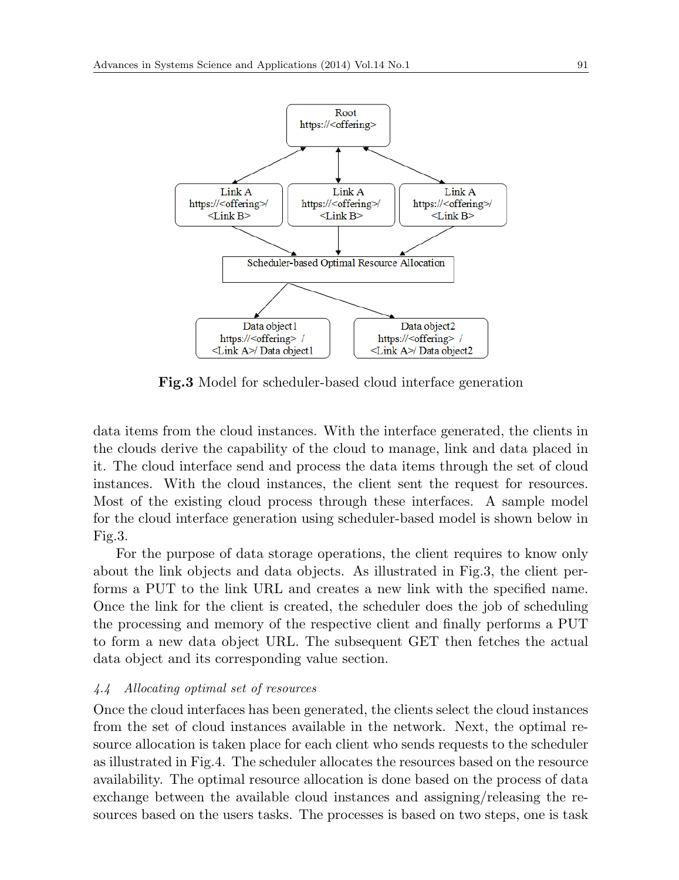**Fig.3** Model for scheduler-based cloud interface generation

data items from the cloud instances. With the interface generated, the clients in the clouds derive the capability of the cloud to manage, link and data placed in it. The cloud interface send and process the data items through the set of cloud instances. With the cloud instances, the client sent the request for resources. Most of the existing cloud process through these interfaces. A sample model for the cloud interface generation using scheduler-based model is shown below in Fig.3.

For the purpose of data storage operations, the client requires to know only about the link objects and data objects. As illustrated in Fig.3, the client performs a PUT to the link URL and creates a new link with the specified name. Once the link for the client is created, the scheduler does the job of scheduling the processing and memory of the respective client and finally performs a PUT to form a new data object URL. The subsequent GET then fetches the actual data object and its corresponding value section.

### *4.4 Allocating optimal set of resources*

Once the cloud interfaces has been generated, the clients select the cloud instances from the set of cloud instances available in the network. Next, the optimal resource allocation is taken place for each client who sends requests to the scheduler as illustrated in Fig.4. The scheduler allocates the resources based on the resource availability. The optimal resource allocation is done based on the process of data exchange between the available cloud instances and assigning/releasing the resources based on the users tasks. The processes is based on two steps, one is task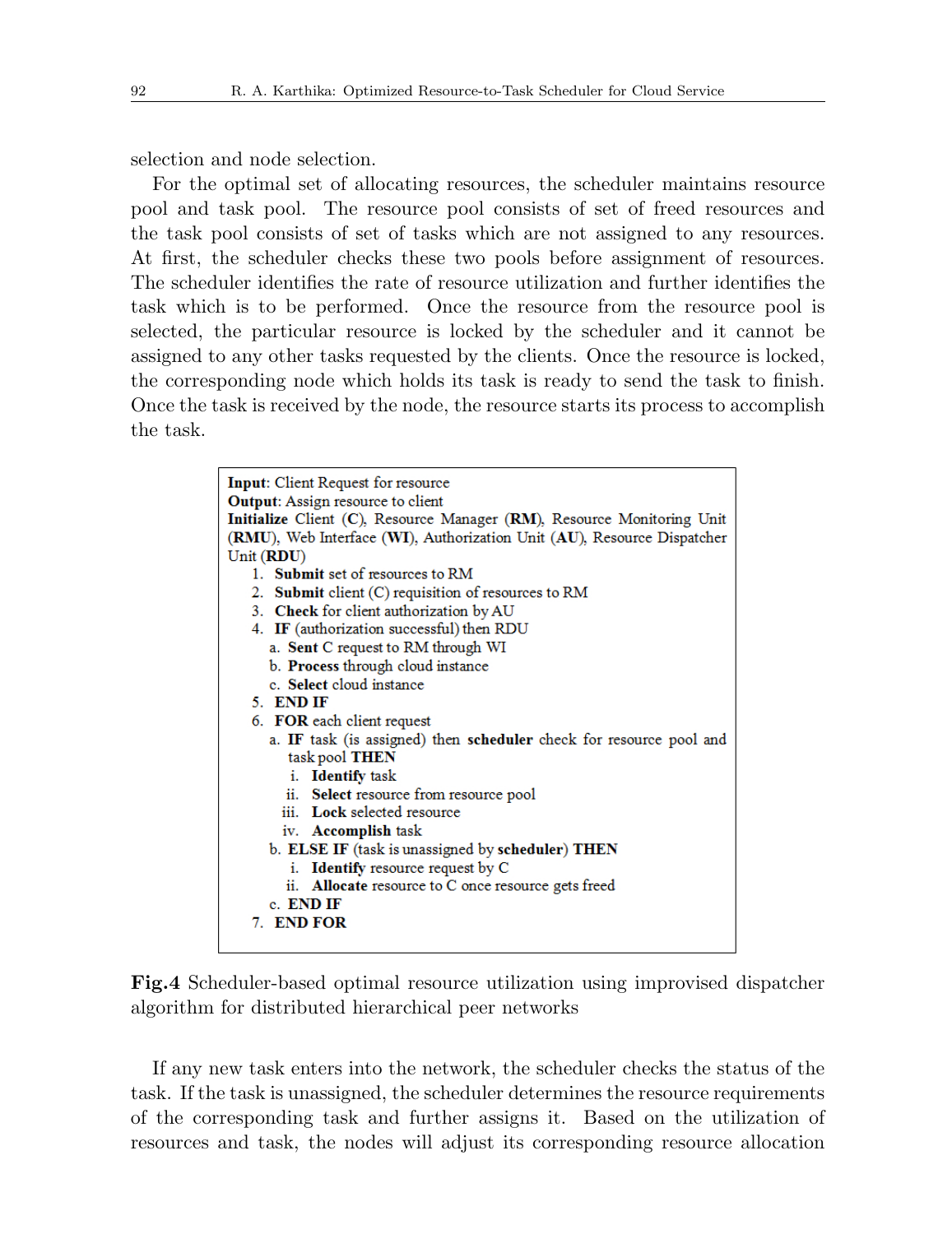selection and node selection.

For the optimal set of allocating resources, the scheduler maintains resource pool and task pool. The resource pool consists of set of freed resources and the task pool consists of set of tasks which are not assigned to any resources. At first, the scheduler checks these two pools before assignment of resources. The scheduler identifies the rate of resource utilization and further identifies the task which is to be performed. Once the resource from the resource pool is selected, the particular resource is locked by the scheduler and it cannot be assigned to any other tasks requested by the clients. Once the resource is locked, the corresponding node which holds its task is ready to send the task to finish. Once the task is received by the node, the resource starts its process to accomplish the task.

**Input**: Client Request for resource
**Output**: Assign resource to client
**Initialize** Client (**C**), Resource Manager (**RM**), Resource Monitoring Unit (**RMU**), Web Interface (**WI**), Authorization Unit (**AU**), Resource Dispatcher Unit (**RDU**)

1. **Submit** set of resources to RM
2. **Submit** client (C) requisition of resources to RM
3. **Check** for client authorization by AU
4. **IF** (authorization successful) then RDU
   a. **Sent** C request to RM through WI
   b. **Process** through cloud instance
   c. **Select** cloud instance
5. **END IF**
6. **FOR** each client request
   a. **IF** task (is assigned) then **scheduler** check for resource pool and task pool **THEN**
      i. **Identify** task
      ii. **Select** resource from resource pool
      iii. **Lock** selected resource
      iv. **Accomplish** task
   b. **ELSE IF** (task is unassigned by **scheduler**) **THEN**
      i. **Identify** resource request by C
      ii. **Allocate** resource to C once resource gets freed
   c. **END IF**
7. **END FOR**

**Fig.4** Scheduler-based optimal resource utilization using improvised dispatcher algorithm for distributed hierarchical peer networks

If any new task enters into the network, the scheduler checks the status of the task. If the task is unassigned, the scheduler determines the resource requirements of the corresponding task and further assigns it. Based on the utilization of resources and task, the nodes will adjust its corresponding resource allocation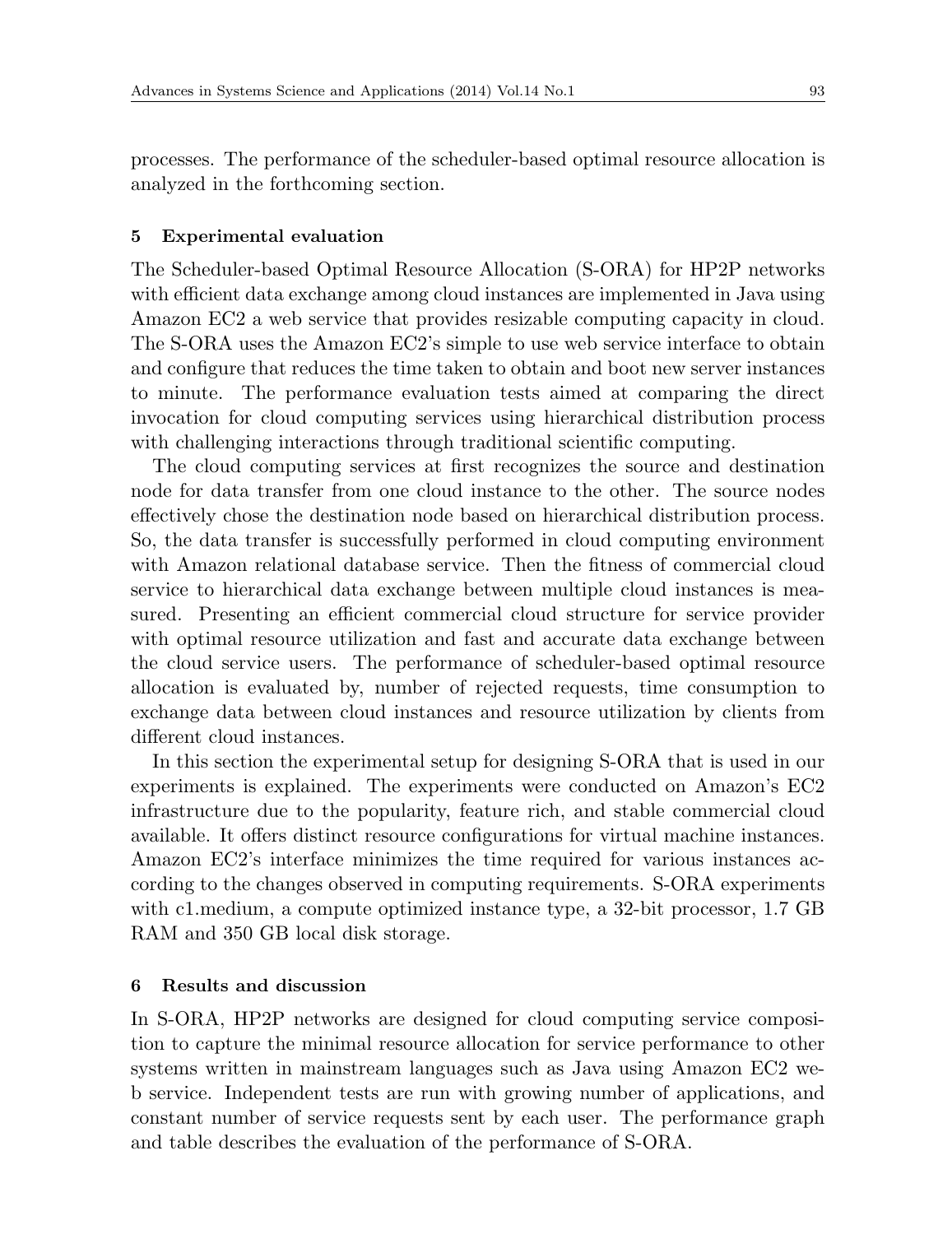processes. The performance of the scheduler-based optimal resource allocation is analyzed in the forthcoming section.

## 5 Experimental evaluation

The Scheduler-based Optimal Resource Allocation (S-ORA) for HP2P networks with efficient data exchange among cloud instances are implemented in Java using Amazon EC2 a web service that provides resizable computing capacity in cloud. The S-ORA uses the Amazon EC2's simple to use web service interface to obtain and configure that reduces the time taken to obtain and boot new server instances to minute. The performance evaluation tests aimed at comparing the direct invocation for cloud computing services using hierarchical distribution process with challenging interactions through traditional scientific computing.

The cloud computing services at first recognizes the source and destination node for data transfer from one cloud instance to the other. The source nodes effectively chose the destination node based on hierarchical distribution process. So, the data transfer is successfully performed in cloud computing environment with Amazon relational database service. Then the fitness of commercial cloud service to hierarchical data exchange between multiple cloud instances is measured. Presenting an efficient commercial cloud structure for service provider with optimal resource utilization and fast and accurate data exchange between the cloud service users. The performance of scheduler-based optimal resource allocation is evaluated by, number of rejected requests, time consumption to exchange data between cloud instances and resource utilization by clients from different cloud instances.

In this section the experimental setup for designing S-ORA that is used in our experiments is explained. The experiments were conducted on Amazon's EC2 infrastructure due to the popularity, feature rich, and stable commercial cloud available. It offers distinct resource configurations for virtual machine instances. Amazon EC2's interface minimizes the time required for various instances according to the changes observed in computing requirements. S-ORA experiments with c1.medium, a compute optimized instance type, a 32-bit processor, 1.7 GB RAM and 350 GB local disk storage.

## 6 Results and discussion

In S-ORA, HP2P networks are designed for cloud computing service composition to capture the minimal resource allocation for service performance to other systems written in mainstream languages such as Java using Amazon EC2 web service. Independent tests are run with growing number of applications, and constant number of service requests sent by each user. The performance graph and table describes the evaluation of the performance of S-ORA.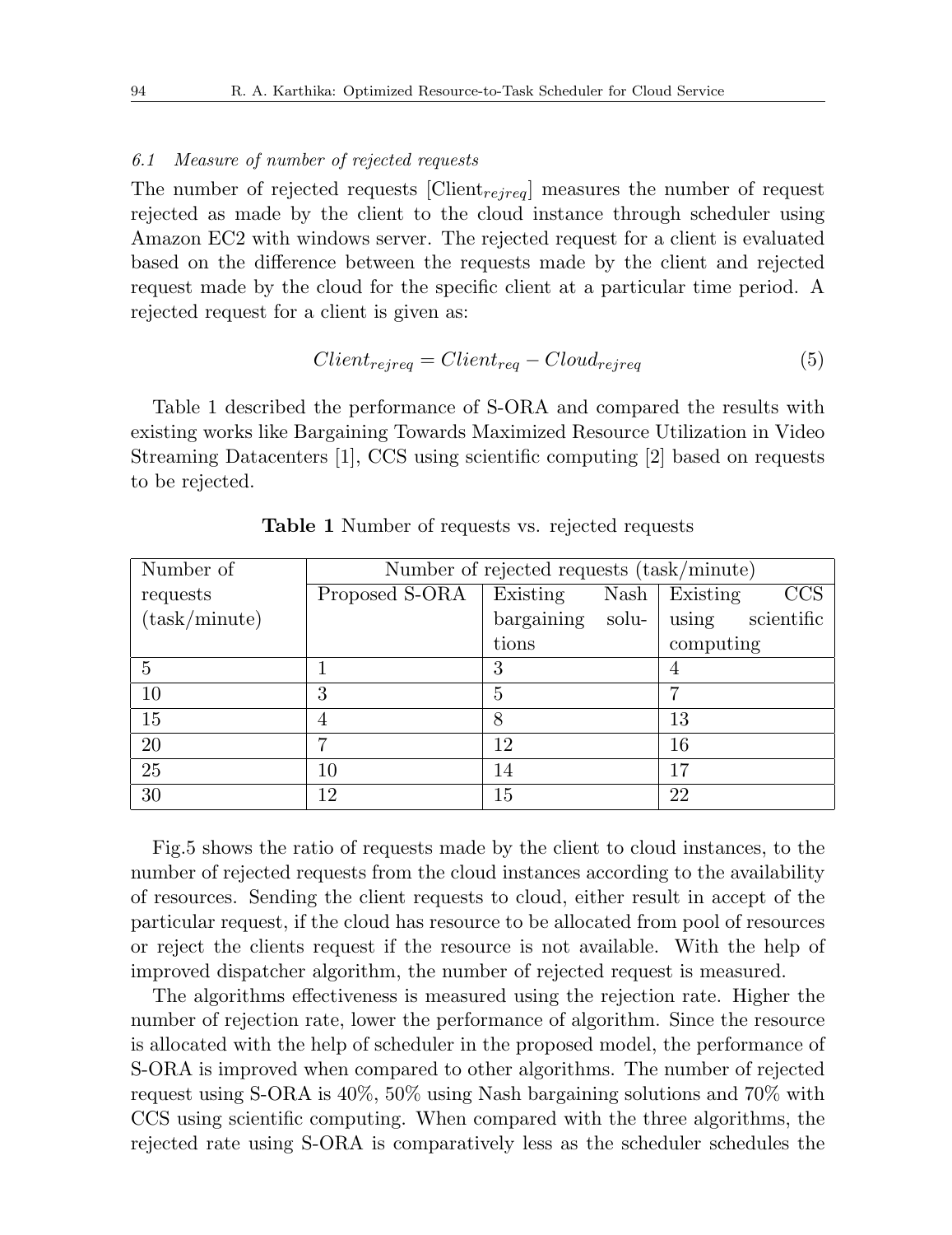### 6.1 *Measure of number of rejected requests*

The number of rejected requests [$\text{Client}_{rejreq}$] measures the number of request rejected as made by the client to the cloud instance through scheduler using Amazon EC2 with windows server. The rejected request for a client is evaluated based on the difference between the requests made by the client and rejected request made by the cloud for the specific client at a particular time period. A rejected request for a client is given as:

$$Client_{rejreq} = Client_{req} - Cloud_{rejreq} \tag{5}$$

Table 1 described the performance of S-ORA and compared the results with existing works like Bargaining Towards Maximized Resource Utilization in Video Streaming Datacenters [1], CCS using scientific computing [2] based on requests to be rejected.

**Table 1** Number of requests vs. rejected requests

| Number of requests (task/minute) | Number of rejected requests (task/minute) | | |
|---|---|---|---|
| | Proposed S-ORA | Existing Nash bargaining solutions | Existing CCS using scientific computing |
| 5 | 1 | 3 | 4 |
| 10 | 3 | 5 | 7 |
| 15 | 4 | 8 | 13 |
| 20 | 7 | 12 | 16 |
| 25 | 10 | 14 | 17 |
| 30 | 12 | 15 | 22 |

Fig.5 shows the ratio of requests made by the client to cloud instances, to the number of rejected requests from the cloud instances according to the availability of resources. Sending the client requests to cloud, either result in accept of the particular request, if the cloud has resource to be allocated from pool of resources or reject the clients request if the resource is not available. With the help of improved dispatcher algorithm, the number of rejected request is measured.

The algorithms effectiveness is measured using the rejection rate. Higher the number of rejection rate, lower the performance of algorithm. Since the resource is allocated with the help of scheduler in the proposed model, the performance of S-ORA is improved when compared to other algorithms. The number of rejected request using S-ORA is 40%, 50% using Nash bargaining solutions and 70% with CCS using scientific computing. When compared with the three algorithms, the rejected rate using S-ORA is comparatively less as the scheduler schedules the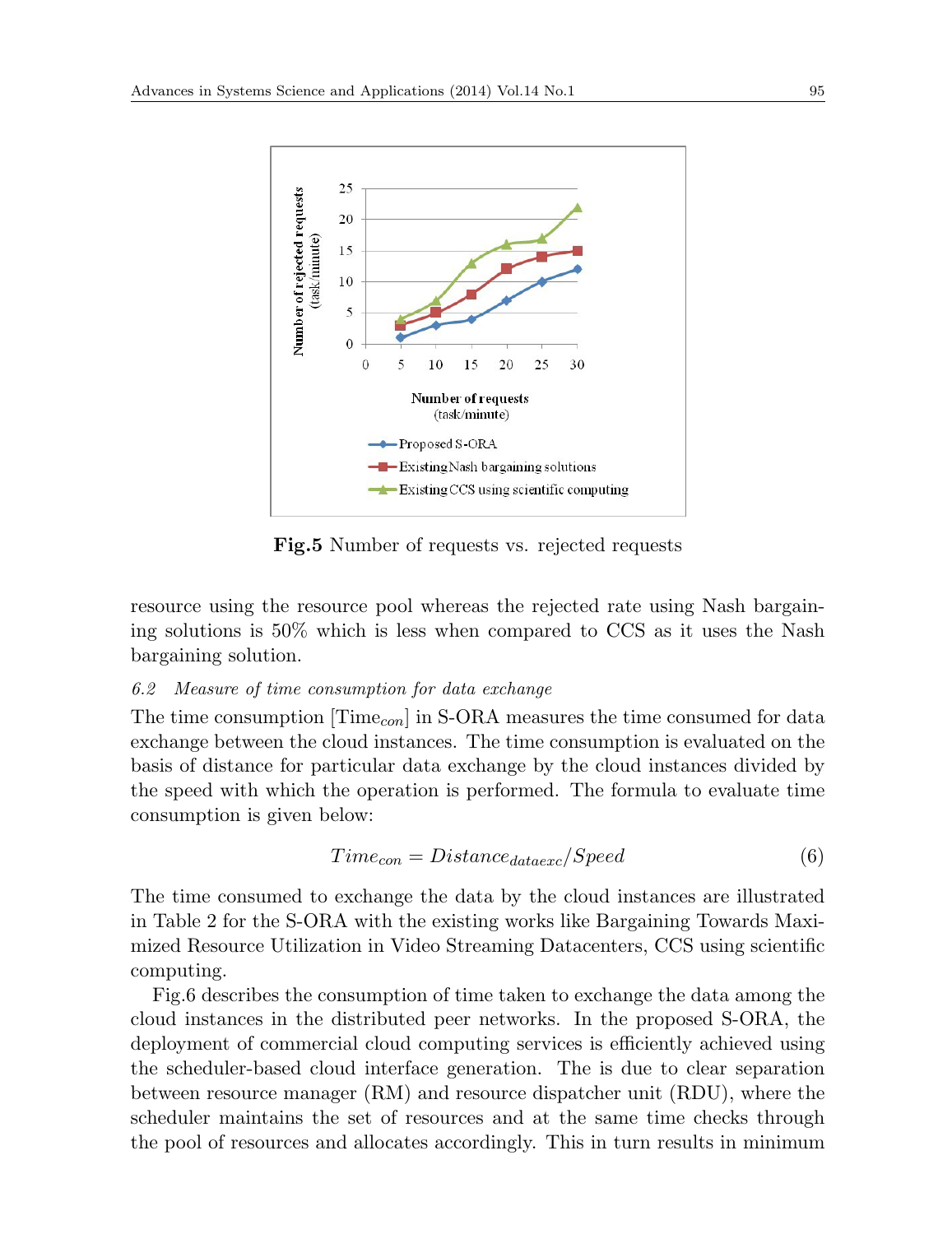Fig.5 Number of requests vs. rejected requests

resource using the resource pool whereas the rejected rate using Nash bargaining solutions is 50% which is less when compared to CCS as it uses the Nash bargaining solution.

### 6.2 Measure of time consumption for data exchange

The time consumption [$\text{Time}_{con}$] in S-ORA measures the time consumed for data exchange between the cloud instances. The time consumption is evaluated on the basis of distance for particular data exchange by the cloud instances divided by the speed with which the operation is performed. The formula to evaluate time consumption is given below:

$$Time_{con} = Distance_{dataexc}/Speed \tag{6}$$

The time consumed to exchange the data by the cloud instances are illustrated in Table 2 for the S-ORA with the existing works like Bargaining Towards Maximized Resource Utilization in Video Streaming Datacenters, CCS using scientific computing.

Fig.6 describes the consumption of time taken to exchange the data among the cloud instances in the distributed peer networks. In the proposed S-ORA, the deployment of commercial cloud computing services is efficiently achieved using the scheduler-based cloud interface generation. The is due to clear separation between resource manager (RM) and resource dispatcher unit (RDU), where the scheduler maintains the set of resources and at the same time checks through the pool of resources and allocates accordingly. This in turn results in minimum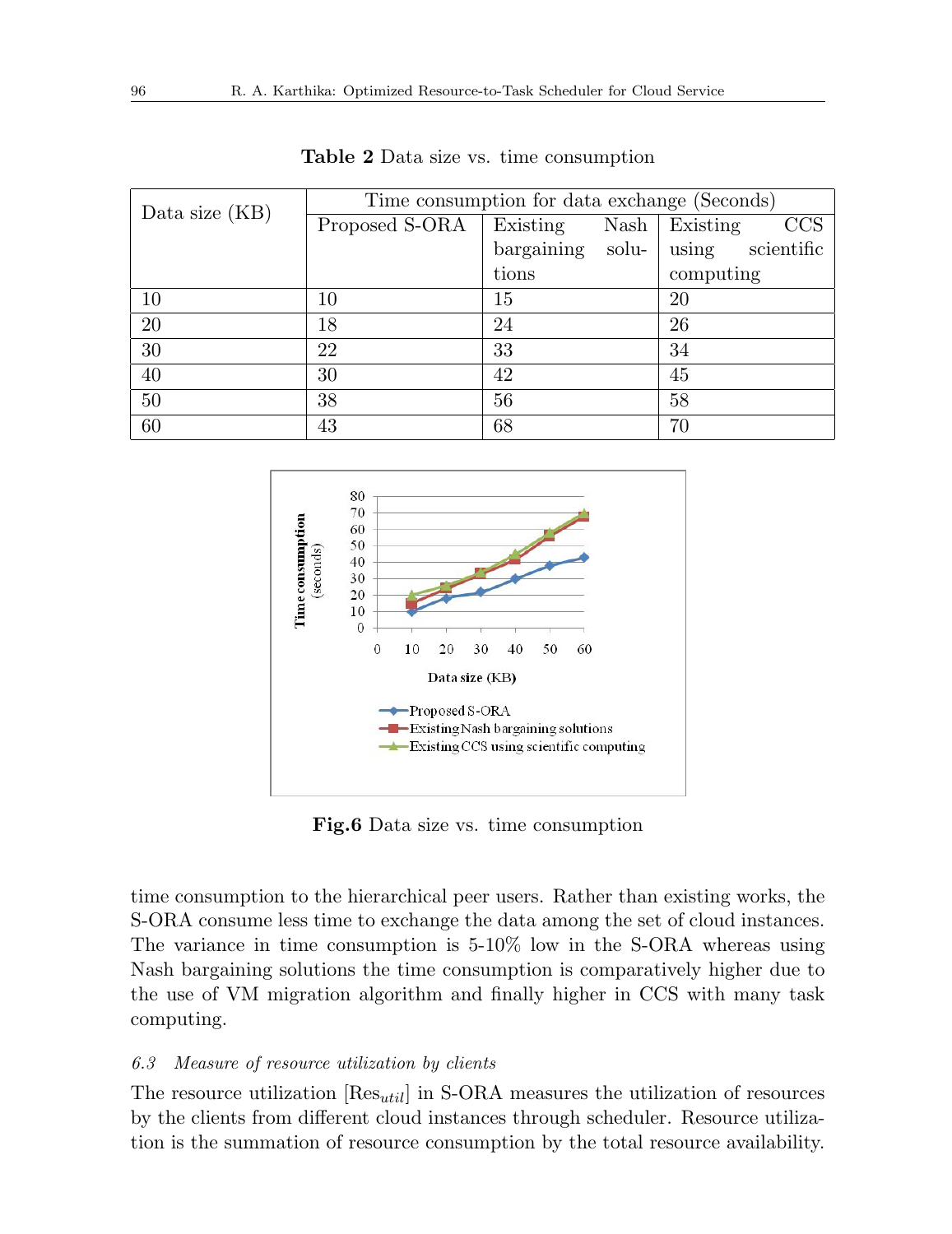**Table 2** Data size vs. time consumption

| Data size (KB) | Time consumption for data exchange (Seconds) | | |
|---|---|---|---|
| | Proposed S-ORA | Existing Nash bargaining solutions | Existing CCS using scientific computing |
| 10 | 10 | 15 | 20 |
| 20 | 18 | 24 | 26 |
| 30 | 22 | 33 | 34 |
| 40 | 30 | 42 | 45 |
| 50 | 38 | 56 | 58 |
| 60 | 43 | 68 | 70 |

**Fig.6** Data size vs. time consumption

time consumption to the hierarchical peer users. Rather than existing works, the S-ORA consume less time to exchange the data among the set of cloud instances. The variance in time consumption is 5-10% low in the S-ORA whereas using Nash bargaining solutions the time consumption is comparatively higher due to the use of VM migration algorithm and finally higher in CCS with many task computing.

### *6.3 Measure of resource utilization by clients*

The resource utilization [$\text{Res}_{util}$] in S-ORA measures the utilization of resources by the clients from different cloud instances through scheduler. Resource utilization is the summation of resource consumption by the total resource availability.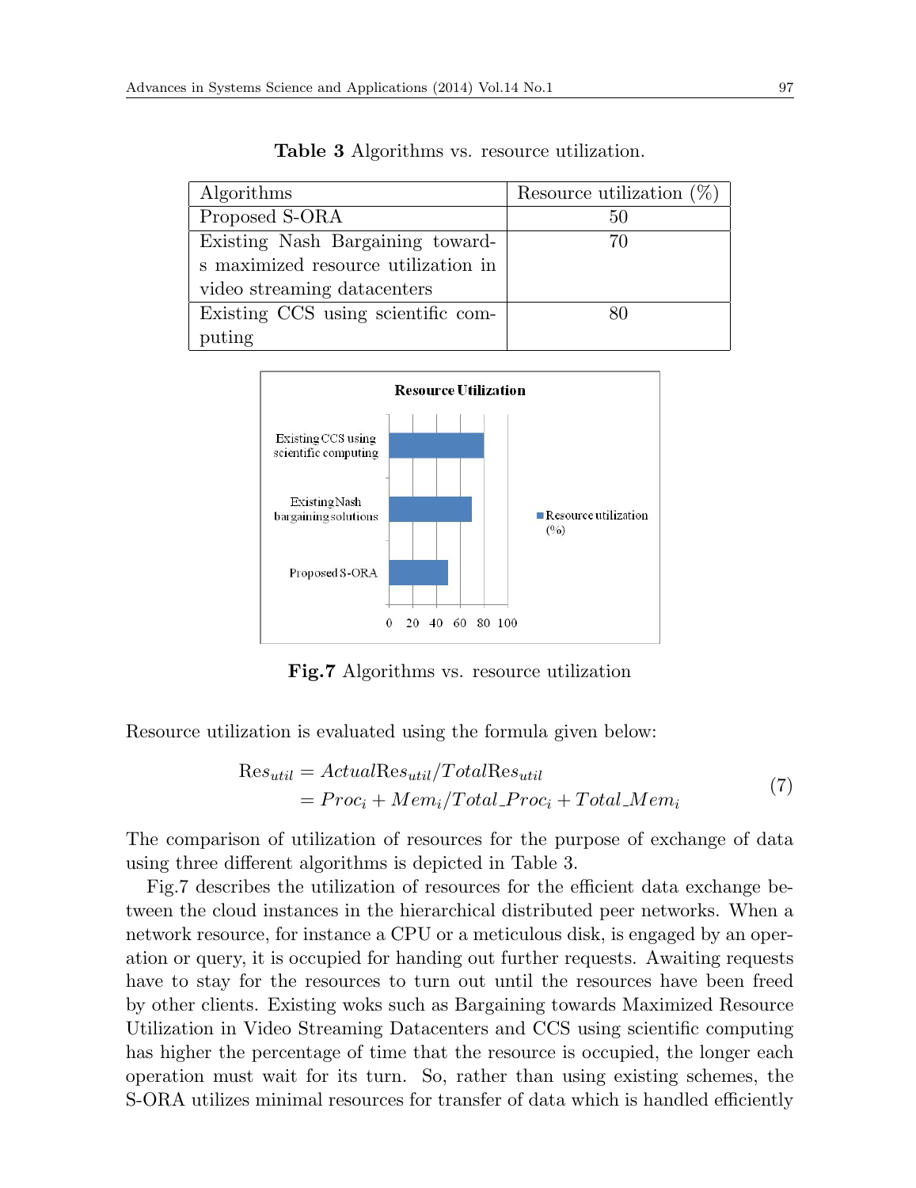**Table 3** Algorithms vs. resource utilization.

| Algorithms | Resource utilization (%) |
| --- | --- |
| Proposed S-ORA | 50 |
| Existing Nash Bargaining towards maximized resource utilization in video streaming datacenters | 70 |
| Existing CCS using scientific computing | 80 |

**Fig.7** Algorithms vs. resource utilization

Resource utilization is evaluated using the formula given below:

$$
\begin{aligned}
\mathrm{Res}_{util} &= Actual\mathrm{Res}_{util}/Total\mathrm{Res}_{util} \\
&= Proc_i + Mem_i/Total\_Proc_i + Total\_Mem_i
\end{aligned} \tag{7}
$$

The comparison of utilization of resources for the purpose of exchange of data using three different algorithms is depicted in Table 3.

Fig.7 describes the utilization of resources for the efficient data exchange between the cloud instances in the hierarchical distributed peer networks. When a network resource, for instance a CPU or a meticulous disk, is engaged by an operation or query, it is occupied for handing out further requests. Awaiting requests have to stay for the resources to turn out until the resources have been freed by other clients. Existing woks such as Bargaining towards Maximized Resource Utilization in Video Streaming Datacenters and CCS using scientific computing has higher the percentage of time that the resource is occupied, the longer each operation must wait for its turn. So, rather than using existing schemes, the S-ORA utilizes minimal resources for transfer of data which is handled efficiently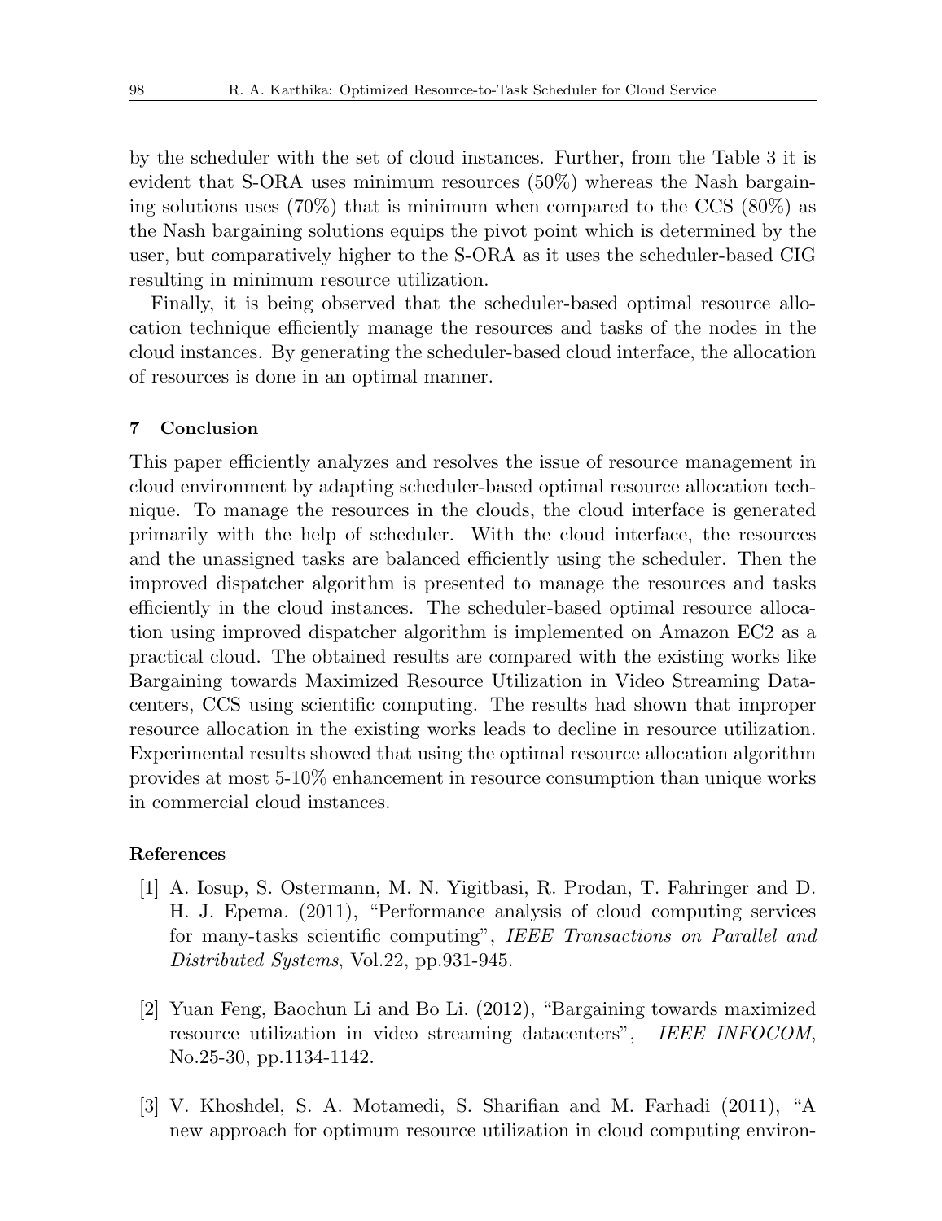by the scheduler with the set of cloud instances. Further, from the Table 3 it is evident that S-ORA uses minimum resources (50%) whereas the Nash bargaining solutions uses (70%) that is minimum when compared to the CCS (80%) as the Nash bargaining solutions equips the pivot point which is determined by the user, but comparatively higher to the S-ORA as it uses the scheduler-based CIG resulting in minimum resource utilization.

Finally, it is being observed that the scheduler-based optimal resource allocation technique efficiently manage the resources and tasks of the nodes in the cloud instances. By generating the scheduler-based cloud interface, the allocation of resources is done in an optimal manner.

## 7 Conclusion

This paper efficiently analyzes and resolves the issue of resource management in cloud environment by adapting scheduler-based optimal resource allocation technique. To manage the resources in the clouds, the cloud interface is generated primarily with the help of scheduler. With the cloud interface, the resources and the unassigned tasks are balanced efficiently using the scheduler. Then the improved dispatcher algorithm is presented to manage the resources and tasks efficiently in the cloud instances. The scheduler-based optimal resource allocation using improved dispatcher algorithm is implemented on Amazon EC2 as a practical cloud. The obtained results are compared with the existing works like Bargaining towards Maximized Resource Utilization in Video Streaming Datacenters, CCS using scientific computing. The results had shown that improper resource allocation in the existing works leads to decline in resource utilization. Experimental results showed that using the optimal resource allocation algorithm provides at most 5-10% enhancement in resource consumption than unique works in commercial cloud instances.

### References

[1] A. Iosup, S. Ostermann, M. N. Yigitbasi, R. Prodan, T. Fahringer and D. H. J. Epema. (2011), "Performance analysis of cloud computing services for many-tasks scientific computing", *IEEE Transactions on Parallel and Distributed Systems*, Vol.22, pp.931-945.

[2] Yuan Feng, Baochun Li and Bo Li. (2012), "Bargaining towards maximized resource utilization in video streaming datacenters", *IEEE INFOCOM*, No.25-30, pp.1134-1142.

[3] V. Khoshdel, S. A. Motamedi, S. Sharifian and M. Farhadi (2011), "A new approach for optimum resource utilization in cloud computing environ-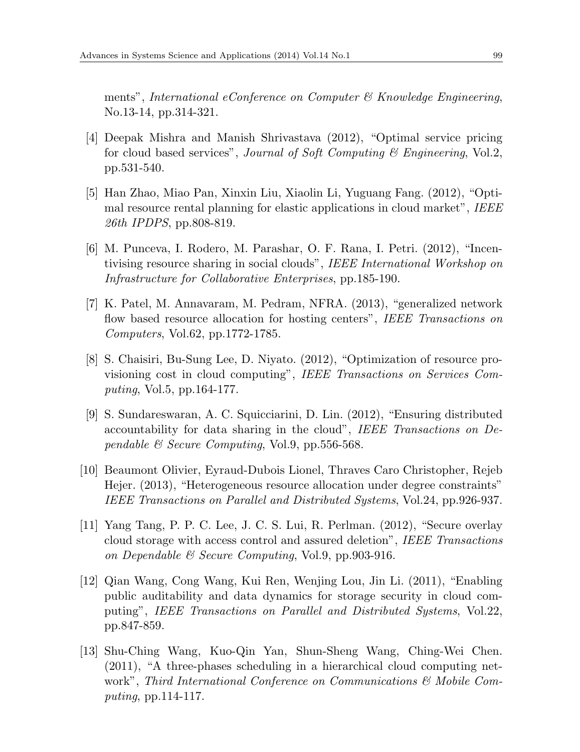ments", *International eConference on Computer & Knowledge Engineering*, No.13-14, pp.314-321.

[4] Deepak Mishra and Manish Shrivastava (2012), "Optimal service pricing for cloud based services", *Journal of Soft Computing & Engineering*, Vol.2, pp.531-540.

[5] Han Zhao, Miao Pan, Xinxin Liu, Xiaolin Li, Yuguang Fang. (2012), "Optimal resource rental planning for elastic applications in cloud market", *IEEE 26th IPDPS*, pp.808-819.

[6] M. Punceva, I. Rodero, M. Parashar, O. F. Rana, I. Petri. (2012), "Incentivising resource sharing in social clouds", *IEEE International Workshop on Infrastructure for Collaborative Enterprises*, pp.185-190.

[7] K. Patel, M. Annavaram, M. Pedram, NFRA. (2013), "generalized network flow based resource allocation for hosting centers", *IEEE Transactions on Computers*, Vol.62, pp.1772-1785.

[8] S. Chaisiri, Bu-Sung Lee, D. Niyato. (2012), "Optimization of resource provisioning cost in cloud computing", *IEEE Transactions on Services Computing*, Vol.5, pp.164-177.

[9] S. Sundareswaran, A. C. Squicciarini, D. Lin. (2012), "Ensuring distributed accountability for data sharing in the cloud", *IEEE Transactions on Dependable & Secure Computing*, Vol.9, pp.556-568.

[10] Beaumont Olivier, Eyraud-Dubois Lionel, Thraves Caro Christopher, Rejeb Hejer. (2013), "Heterogeneous resource allocation under degree constraints" *IEEE Transactions on Parallel and Distributed Systems*, Vol.24, pp.926-937.

[11] Yang Tang, P. P. C. Lee, J. C. S. Lui, R. Perlman. (2012), "Secure overlay cloud storage with access control and assured deletion", *IEEE Transactions on Dependable & Secure Computing*, Vol.9, pp.903-916.

[12] Qian Wang, Cong Wang, Kui Ren, Wenjing Lou, Jin Li. (2011), "Enabling public auditability and data dynamics for storage security in cloud computing", *IEEE Transactions on Parallel and Distributed Systems*, Vol.22, pp.847-859.

[13] Shu-Ching Wang, Kuo-Qin Yan, Shun-Sheng Wang, Ching-Wei Chen. (2011), "A three-phases scheduling in a hierarchical cloud computing network", *Third International Conference on Communications & Mobile Computing*, pp.114-117.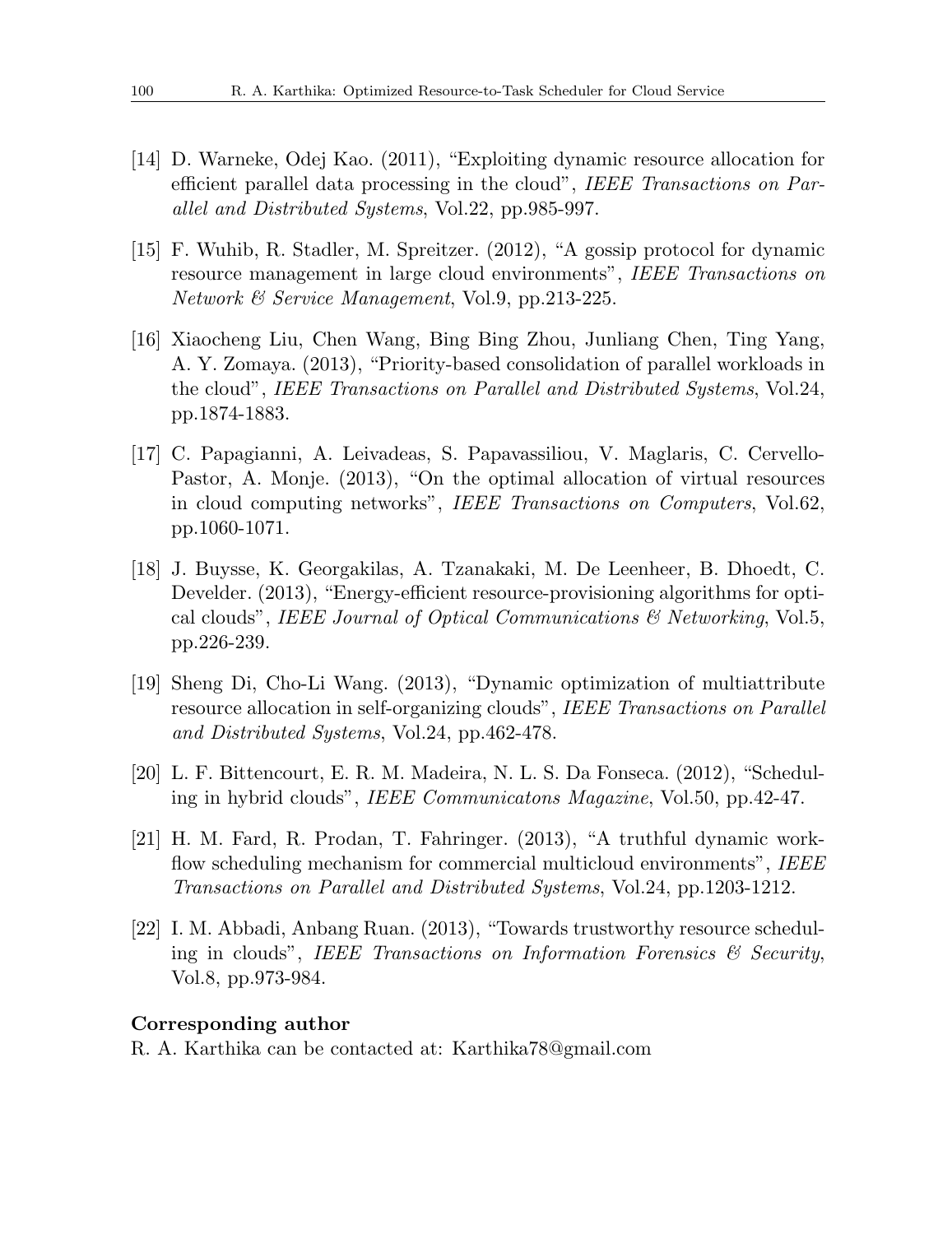[14] D. Warneke, Odej Kao. (2011), "Exploiting dynamic resource allocation for efficient parallel data processing in the cloud", *IEEE Transactions on Parallel and Distributed Systems*, Vol.22, pp.985-997.

[15] F. Wuhib, R. Stadler, M. Spreitzer. (2012), "A gossip protocol for dynamic resource management in large cloud environments", *IEEE Transactions on Network & Service Management*, Vol.9, pp.213-225.

[16] Xiaocheng Liu, Chen Wang, Bing Bing Zhou, Junliang Chen, Ting Yang, A. Y. Zomaya. (2013), "Priority-based consolidation of parallel workloads in the cloud", *IEEE Transactions on Parallel and Distributed Systems*, Vol.24, pp.1874-1883.

[17] C. Papagianni, A. Leivadeas, S. Papavassiliou, V. Maglaris, C. Cervello-Pastor, A. Monje. (2013), "On the optimal allocation of virtual resources in cloud computing networks", *IEEE Transactions on Computers*, Vol.62, pp.1060-1071.

[18] J. Buysse, K. Georgakilas, A. Tzanakaki, M. De Leenheer, B. Dhoedt, C. Develder. (2013), "Energy-efficient resource-provisioning algorithms for optical clouds", *IEEE Journal of Optical Communications & Networking*, Vol.5, pp.226-239.

[19] Sheng Di, Cho-Li Wang. (2013), "Dynamic optimization of multiattribute resource allocation in self-organizing clouds", *IEEE Transactions on Parallel and Distributed Systems*, Vol.24, pp.462-478.

[20] L. F. Bittencourt, E. R. M. Madeira, N. L. S. Da Fonseca. (2012), "Scheduling in hybrid clouds", *IEEE Communicatons Magazine*, Vol.50, pp.42-47.

[21] H. M. Fard, R. Prodan, T. Fahringer. (2013), "A truthful dynamic workflow scheduling mechanism for commercial multicloud environments", *IEEE Transactions on Parallel and Distributed Systems*, Vol.24, pp.1203-1212.

[22] I. M. Abbadi, Anbang Ruan. (2013), "Towards trustworthy resource scheduling in clouds", *IEEE Transactions on Information Forensics & Security*, Vol.8, pp.973-984.

**Corresponding author**

R. A. Karthika can be contacted at: Karthika78@gmail.com